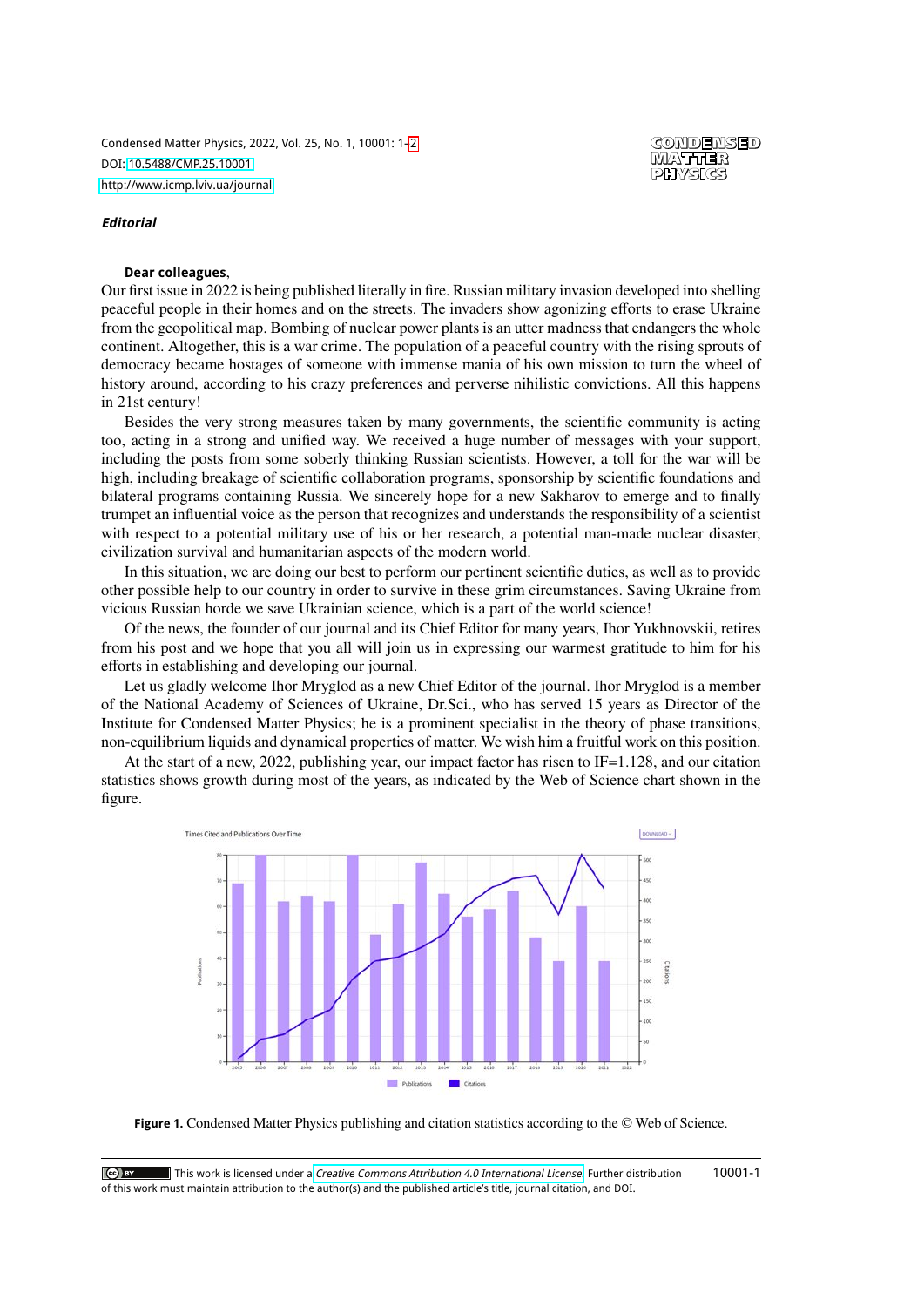*Editorial*

**Dear colleagues**,

Our first issue in 2022 is being published literally in fire. Russian military invasion developed into shelling peaceful people in their homes and on the streets. The invaders show agonizing efforts to erase Ukraine from the geopolitical map. Bombing of nuclear power plants is an utter madness that endangers the whole continent. Altogether, this is a war crime. The population of a peaceful country with the rising sprouts of democracy became hostages of someone with immense mania of his own mission to turn the wheel of history around, according to his crazy preferences and perverse nihilistic convictions. All this happens in 21st century!

Besides the very strong measures taken by many governments, the scientific community is acting too, acting in a strong and unified way. We received a huge number of messages with your support, including the posts from some soberly thinking Russian scientists. However, a toll for the war will be high, including breakage of scientific collaboration programs, sponsorship by scientific foundations and bilateral programs containing Russia. We sincerely hope for a new Sakharov to emerge and to finally trumpet an influential voice as the person that recognizes and understands the responsibility of a scientist with respect to a potential military use of his or her research, a potential man-made nuclear disaster, civilization survival and humanitarian aspects of the modern world.

In this situation, we are doing our best to perform our pertinent scientific duties, as well as to provide other possible help to our country in order to survive in these grim circumstances. Saving Ukraine from vicious Russian horde we save Ukrainian science, which is a part of the world science!

Of the news, the founder of our journal and its Chief Editor for many years, Ihor Yukhnovskii, retires from his post and we hope that you all will join us in expressing our warmest gratitude to him for his efforts in establishing and developing our journal.

Let us gladly welcome Ihor Mryglod as a new Chief Editor of the journal. Ihor Mryglod is a member of the National Academy of Sciences of Ukraine, Dr.Sci., who has served 15 years as Director of the Institute for Condensed Matter Physics; he is a prominent specialist in the theory of phase transitions, non-equilibrium liquids and dynamical properties of matter. We wish him a fruitful work on this position.

At the start of a new, 2022, publishing year, our impact factor has risen to IF=1.128, and our citation statistics shows growth during most of the years, as indicated by the Web of Science chart shown in the figure.

**Figure 1.** Condensed Matter Physics publishing and citation statistics according to the © Web of Science.

This work is licensed under a *Creative Commons Attribution 4.0 International License*. Further distribution of this work must maintain attribution to the author(s) and the published article's title, journal citation, and DOI.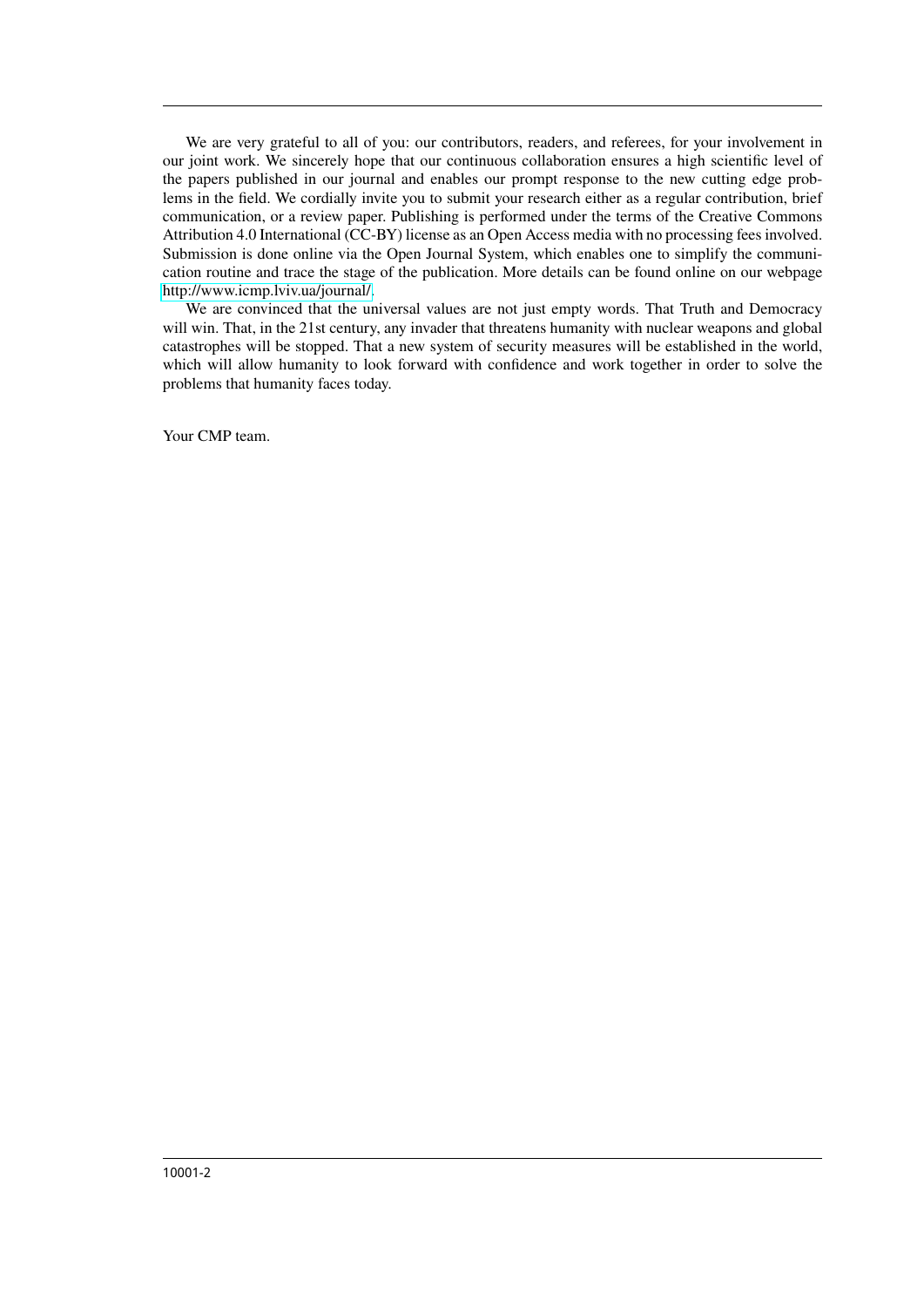We are very grateful to all of you: our contributors, readers, and referees, for your involvement in our joint work. We sincerely hope that our continuous collaboration ensures a high scientific level of the papers published in our journal and enables our prompt response to the new cutting edge problems in the field. We cordially invite you to submit your research either as a regular contribution, brief communication, or a review paper. Publishing is performed under the terms of the Creative Commons Attribution 4.0 International (CC-BY) license as an Open Access media with no processing fees involved. Submission is done online via the Open Journal System, which enables one to simplify the communication routine and trace the stage of the publication. More details can be found online on our webpage http://www.icmp.lviv.ua/journal/.

We are convinced that the universal values are not just empty words. That Truth and Democracy will win. That, in the 21st century, any invader that threatens humanity with nuclear weapons and global catastrophes will be stopped. That a new system of security measures will be established in the world, which will allow humanity to look forward with confidence and work together in order to solve the problems that humanity faces today.

Your CMP team.